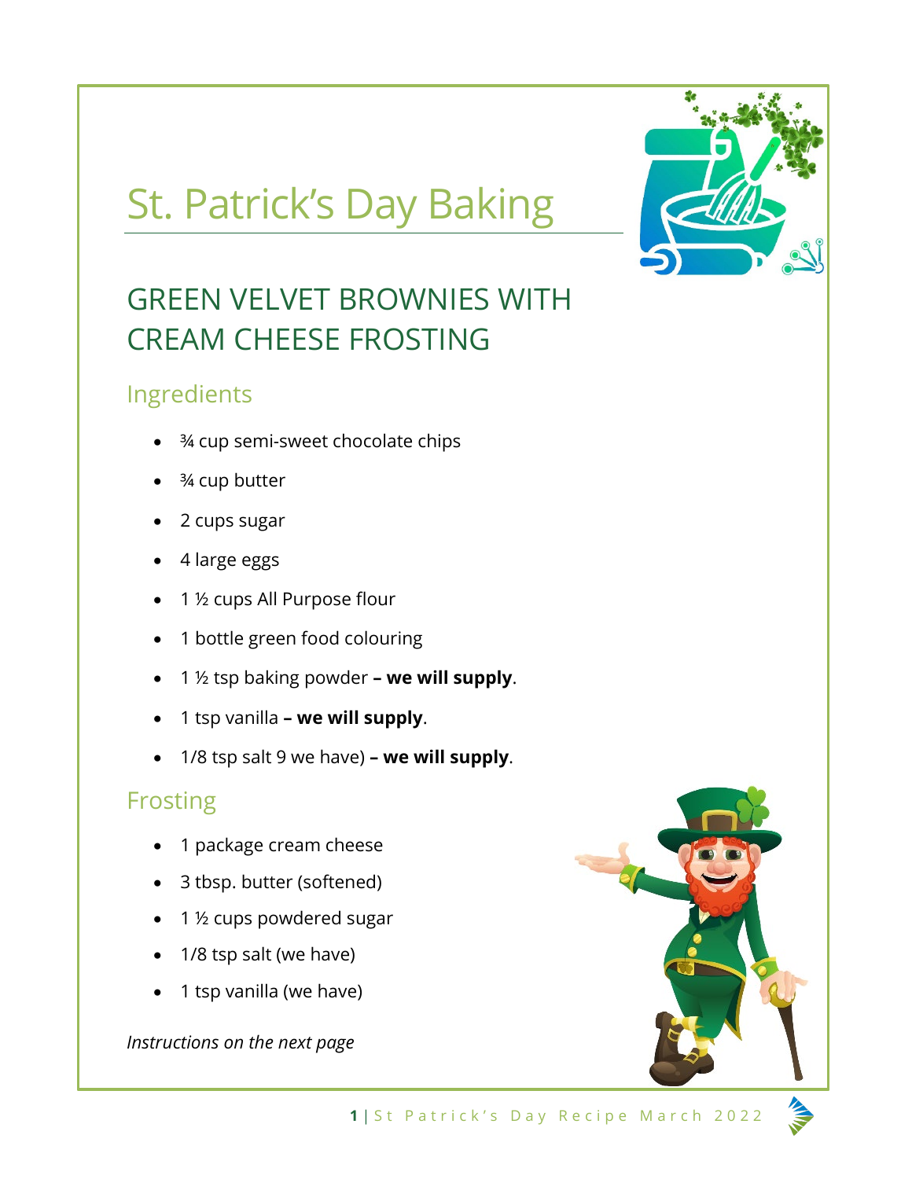# St. Patrick's Day Baking

## GREEN VELVET BROWNIES WITH CREAM CHEESE FROSTING

### Ingredients

- ¾ cup semi-sweet chocolate chips
- ¾ cup butter
- 2 cups sugar
- 4 large eggs
- 1 ½ cups All Purpose flour
- 1 bottle green food colouring
- 1 ½ tsp baking powder **– we will supply**.
- 1 tsp vanilla **– we will supply**.
- 1/8 tsp salt 9 we have) **– we will supply**.

### Frosting

- 1 package cream cheese
- 3 tbsp. butter (softened)
- 1 ½ cups powdered sugar
- 1/8 tsp salt (we have)
- 1 tsp vanilla (we have)

*Instructions on the next page*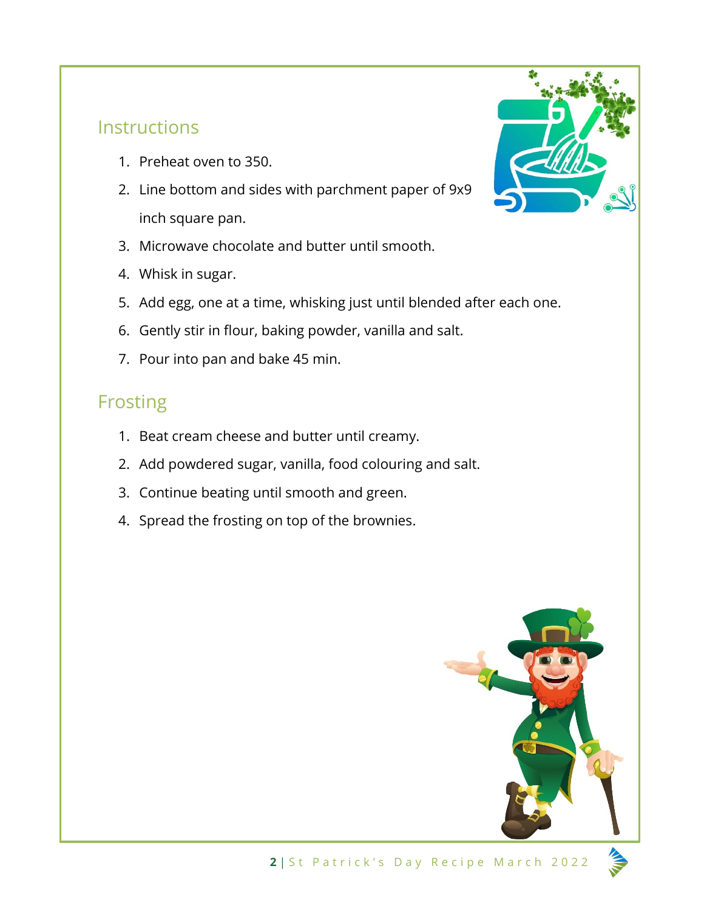## Instructions

1. Preheat oven to 350.
2. Line bottom and sides with parchment paper of 9x9 inch square pan.
3. Microwave chocolate and butter until smooth.
4. Whisk in sugar.
5. Add egg, one at a time, whisking just until blended after each one.
6. Gently stir in flour, baking powder, vanilla and salt.
7. Pour into pan and bake 45 min.

## Frosting

1. Beat cream cheese and butter until creamy.
2. Add powdered sugar, vanilla, food colouring and salt.
3. Continue beating until smooth and green.
4. Spread the frosting on top of the brownies.